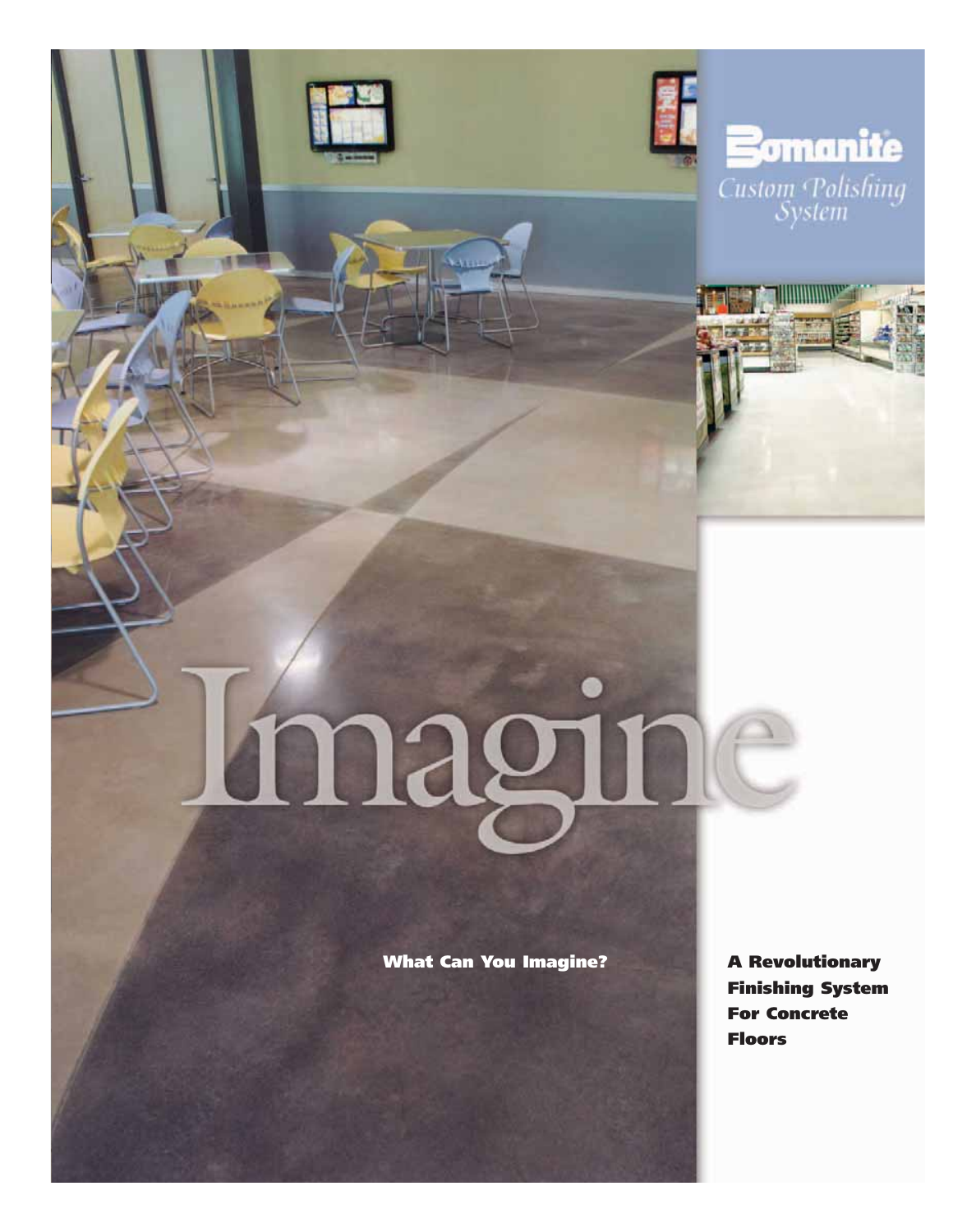# Bomanite®

*Custom Polishing System*

# Imagine

**What Can You Imagine?**

**A Revolutionary Finishing System For Concrete Floors**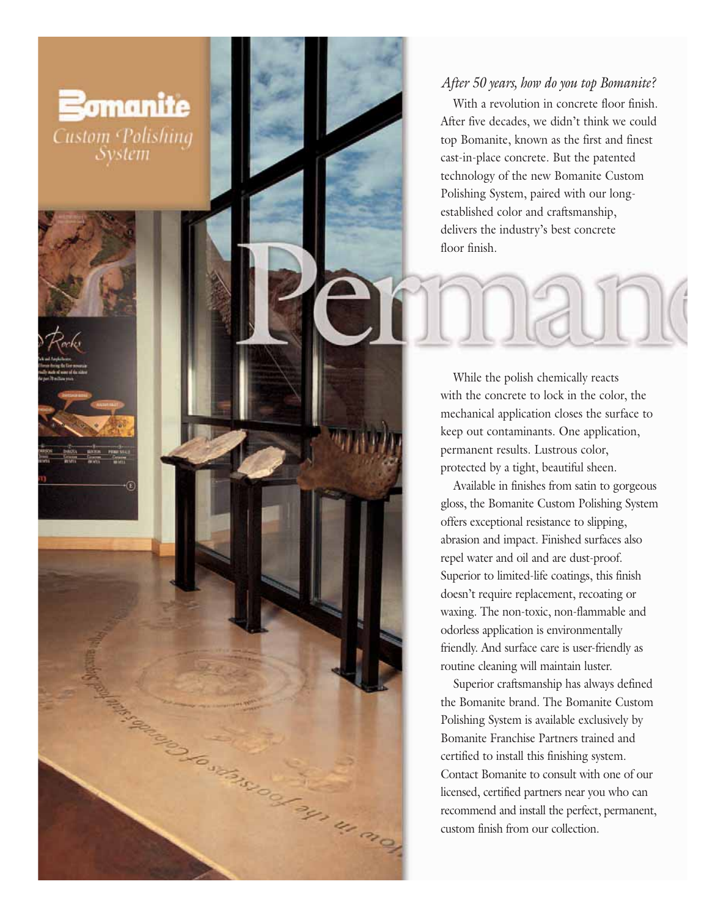# Bomanite Custom Polishing System

*After 50 years, how do you top Bomanite?*

With a revolution in concrete floor finish. After five decades, we didn't think we could top Bomanite, known as the first and finest cast-in-place concrete. But the patented technology of the new Bomanite Custom Polishing System, paired with our long-established color and craftsmanship, delivers the industry's best concrete floor finish.

Permane

While the polish chemically reacts with the concrete to lock in the color, the mechanical application closes the surface to keep out contaminants. One application, permanent results. Lustrous color, protected by a tight, beautiful sheen.

Available in finishes from satin to gorgeous gloss, the Bomanite Custom Polishing System offers exceptional resistance to slipping, abrasion and impact. Finished surfaces also repel water and oil and are dust-proof. Superior to limited-life coatings, this finish doesn't require replacement, recoating or waxing. The non-toxic, non-flammable and odorless application is environmentally friendly. And surface care is user-friendly as routine cleaning will maintain luster.

Superior craftsmanship has always defined the Bomanite brand. The Bomanite Custom Polishing System is available exclusively by Bomanite Franchise Partners trained and certified to install this finishing system. Contact Bomanite to consult with one of our licensed, certified partners near you who can recommend and install the perfect, permanent, custom finish from our collection.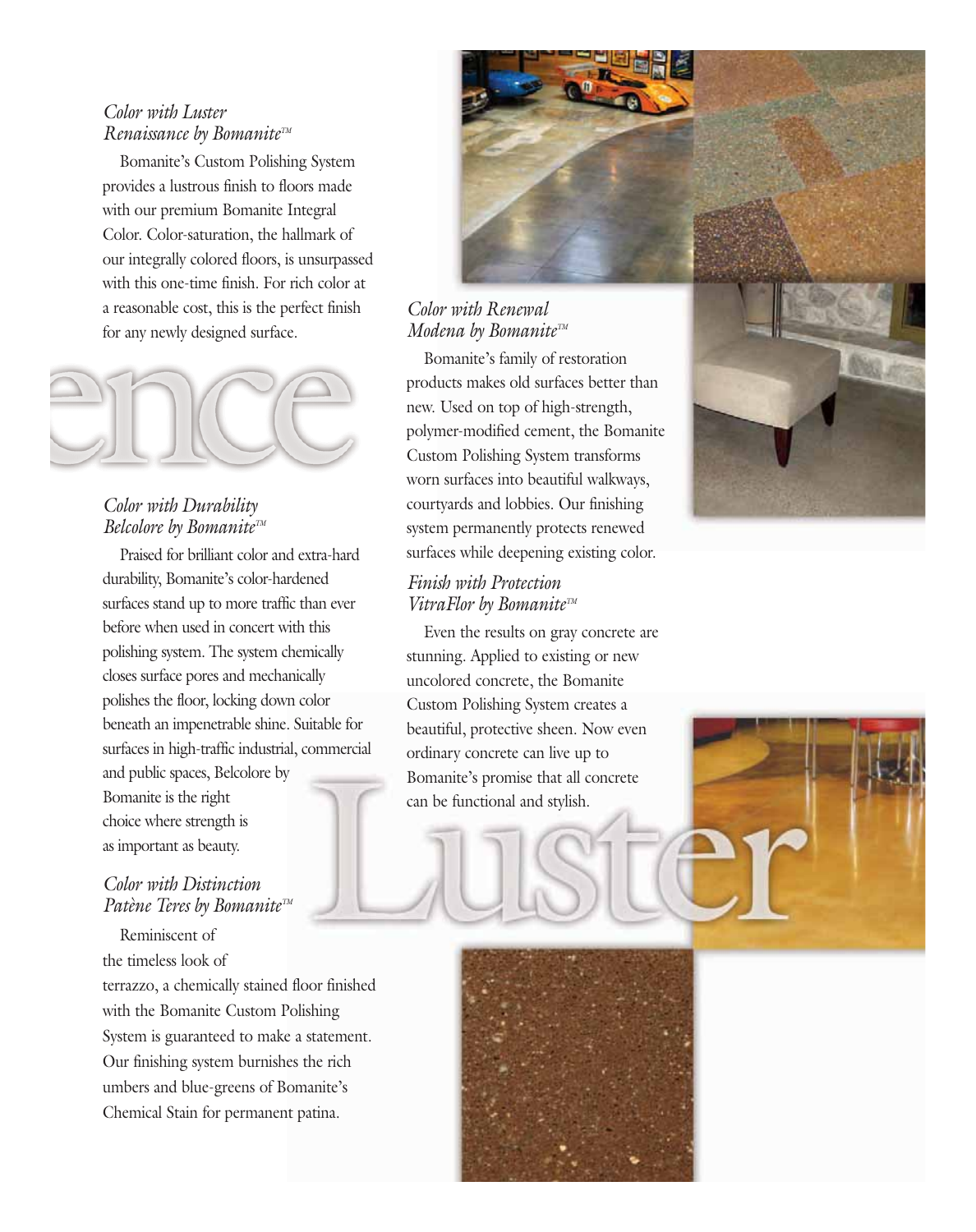*Color with Luster*
*Renaissance by Bomanite™*

Bomanite's Custom Polishing System provides a lustrous finish to floors made with our premium Bomanite Integral Color. Color-saturation, the hallmark of our integrally colored floors, is unsurpassed with this one-time finish. For rich color at a reasonable cost, this is the perfect finish for any newly designed surface.

ence

*Color with Durability*
*Belcolore by Bomanite™*

Praised for brilliant color and extra-hard durability, Bomanite's color-hardened surfaces stand up to more traffic than ever before when used in concert with this polishing system. The system chemically closes surface pores and mechanically polishes the floor, locking down color beneath an impenetrable shine. Suitable for surfaces in high-traffic industrial, commercial and public spaces, Belcolore by Bomanite is the right choice where strength is as important as beauty.

*Color with Distinction*
*Patène Teres by Bomanite™*

Reminiscent of the timeless look of terrazzo, a chemically stained floor finished with the Bomanite Custom Polishing System is guaranteed to make a statement. Our finishing system burnishes the rich umbers and blue-greens of Bomanite's Chemical Stain for permanent patina.

*Color with Renewal*
*Modena by Bomanite™*

Bomanite's family of restoration products makes old surfaces better than new. Used on top of high-strength, polymer-modified cement, the Bomanite Custom Polishing System transforms worn surfaces into beautiful walkways, courtyards and lobbies. Our finishing system permanently protects renewed surfaces while deepening existing color.

*Finish with Protection*
*VitraFlor by Bomanite™*

Even the results on gray concrete are stunning. Applied to existing or new uncolored concrete, the Bomanite Custom Polishing System creates a beautiful, protective sheen. Now even ordinary concrete can live up to Bomanite's promise that all concrete can be functional and stylish.

Luster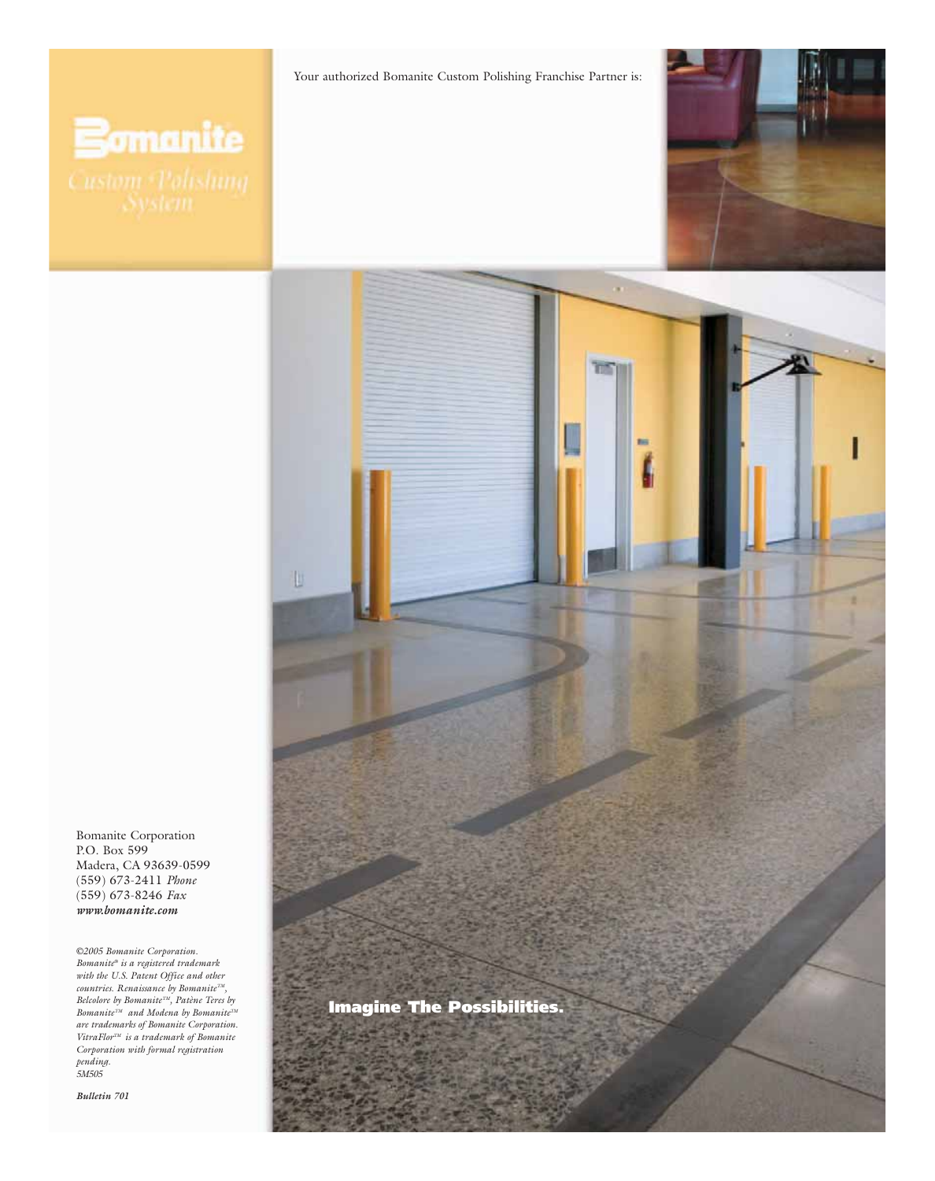Bomanite

*Custom Polishing System*

Your authorized Bomanite Custom Polishing Franchise Partner is:

**Imagine The Possibilities.**

Bomanite Corporation
P.O. Box 599
Madera, CA 93639-0599
(559) 673-2411 *Phone*
(559) 673-8246 *Fax*
***www.bomanite.com***

*©2005 Bomanite Corporation. Bomanite® is a registered trademark with the U.S. Patent Office and other countries. Renaissance by Bomanite™, Belcolore by Bomanite™, Patène Teres by Bomanite™ and Modena by Bomanite™ are trademarks of Bomanite Corporation. VitraFlor™ is a trademark of Bomanite Corporation with formal registration pending.*
*5M505*

***Bulletin 701***